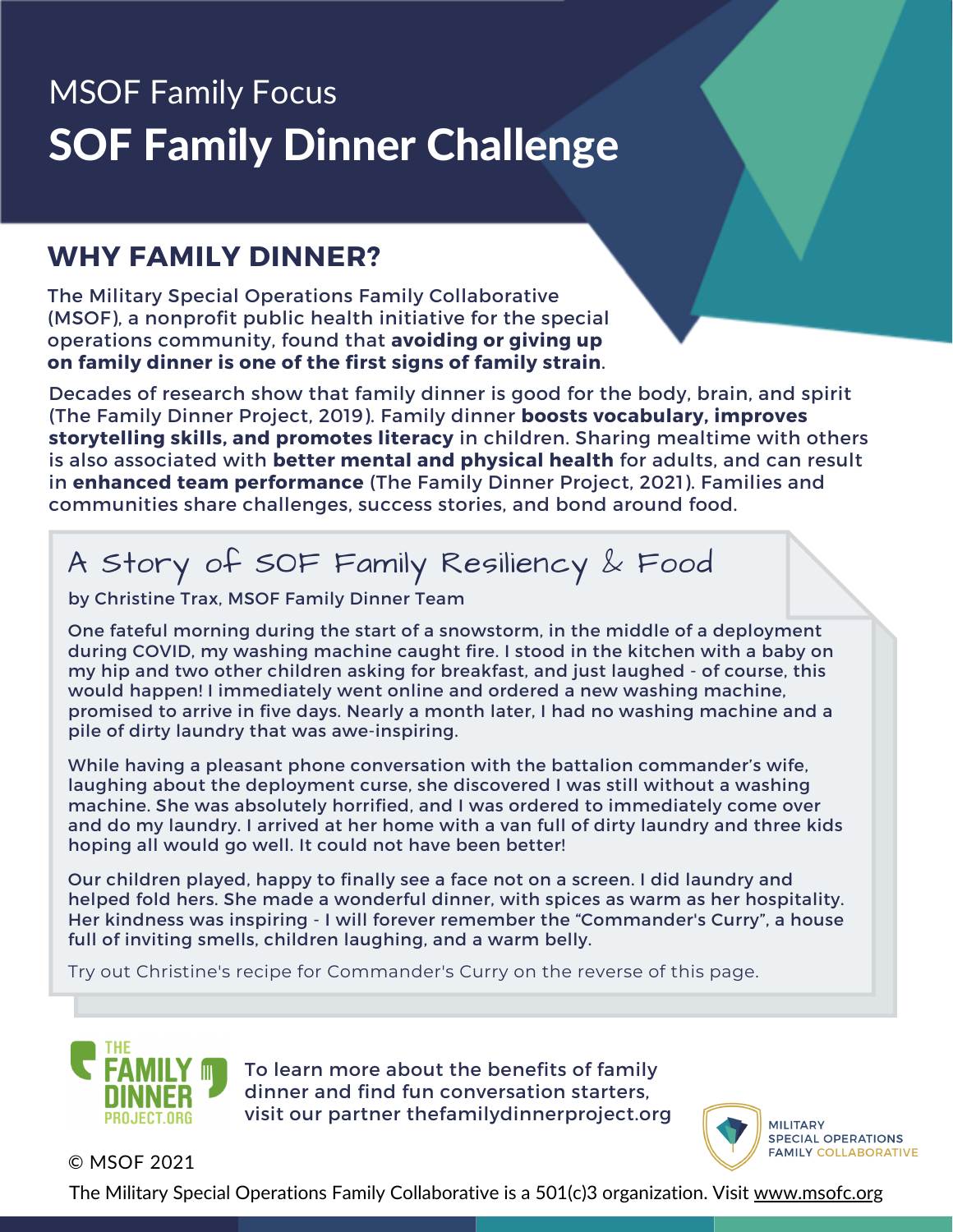MSOF Family Focus

# SOF Family Dinner Challenge

## WHY FAMILY DINNER?

The Military Special Operations Family Collaborative (MSOF), a nonprofit public health initiative for the special operations community, found that **avoiding or giving up on family dinner is one of the first signs of family strain**.

Decades of research show that family dinner is good for the body, brain, and spirit (The Family Dinner Project, 2019). Family dinner **boosts vocabulary, improves storytelling skills, and promotes literacy** in children. Sharing mealtime with others is also associated with **better mental and physical health** for adults, and can result in **enhanced team performance** (The Family Dinner Project, 2021). Families and communities share challenges, success stories, and bond around food.

## A Story of SOF Family Resiliency & Food

by Christine Trax, MSOF Family Dinner Team

One fateful morning during the start of a snowstorm, in the middle of a deployment during COVID, my washing machine caught fire. I stood in the kitchen with a baby on my hip and two other children asking for breakfast, and just laughed - of course, this would happen! I immediately went online and ordered a new washing machine, promised to arrive in five days. Nearly a month later, I had no washing machine and a pile of dirty laundry that was awe-inspiring.

While having a pleasant phone conversation with the battalion commander's wife, laughing about the deployment curse, she discovered I was still without a washing machine. She was absolutely horrified, and I was ordered to immediately come over and do my laundry. I arrived at her home with a van full of dirty laundry and three kids hoping all would go well. It could not have been better!

Our children played, happy to finally see a face not on a screen. I did laundry and helped fold hers. She made a wonderful dinner, with spices as warm as her hospitality. Her kindness was inspiring - I will forever remember the "Commander's Curry", a house full of inviting smells, children laughing, and a warm belly.

Try out Christine's recipe for Commander's Curry on the reverse of this page.

THE FAMILY DINNER PROJECT.ORG

To learn more about the benefits of family dinner and find fun conversation starters, visit our partner thefamilydinnerproject.org

MILITARY SPECIAL OPERATIONS FAMILY COLLABORATIVE

© MSOF 2021

The Military Special Operations Family Collaborative is a 501(c)3 organization. Visit www.msofc.org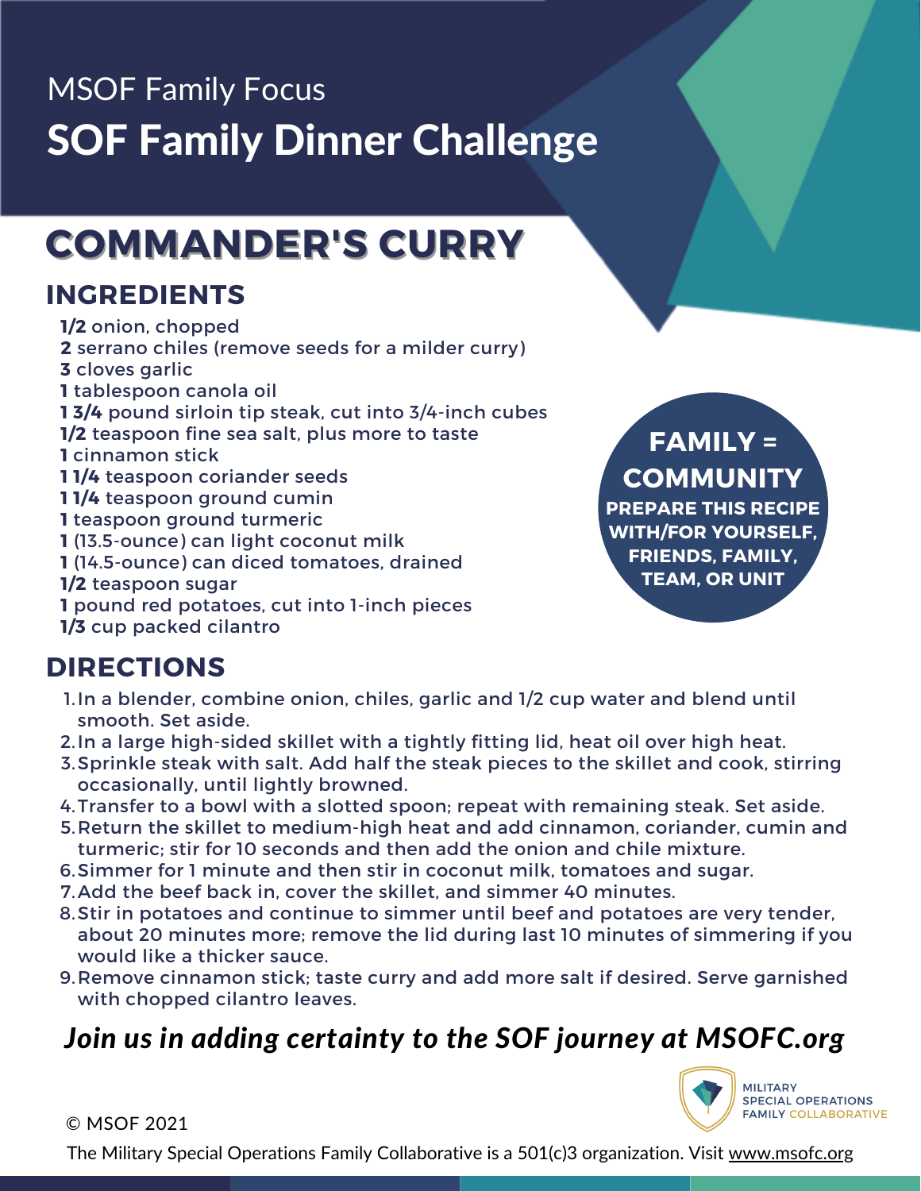MSOF Family Focus

# SOF Family Dinner Challenge

## COMMANDER'S CURRY

### INGREDIENTS

- **1/2** onion, chopped
- **2** serrano chiles (remove seeds for a milder curry)
- **3** cloves garlic
- **1** tablespoon canola oil
- **1 3/4** pound sirloin tip steak, cut into 3/4-inch cubes
- **1/2** teaspoon fine sea salt, plus more to taste
- **1** cinnamon stick
- **1 1/4** teaspoon coriander seeds
- **1 1/4** teaspoon ground cumin
- **1** teaspoon ground turmeric
- **1** (13.5-ounce) can light coconut milk
- **1** (14.5-ounce) can diced tomatoes, drained
- **1/2** teaspoon sugar
- **1** pound red potatoes, cut into 1-inch pieces
- **1/3** cup packed cilantro

**FAMILY = COMMUNITY**

**PREPARE THIS RECIPE WITH/FOR YOURSELF, FRIENDS, FAMILY, TEAM, OR UNIT**

### DIRECTIONS

1. In a blender, combine onion, chiles, garlic and 1/2 cup water and blend until smooth. Set aside.
2. In a large high-sided skillet with a tightly fitting lid, heat oil over high heat.
3. Sprinkle steak with salt. Add half the steak pieces to the skillet and cook, stirring occasionally, until lightly browned.
4. Transfer to a bowl with a slotted spoon; repeat with remaining steak. Set aside.
5. Return the skillet to medium-high heat and add cinnamon, coriander, cumin and turmeric; stir for 10 seconds and then add the onion and chile mixture.
6. Simmer for 1 minute and then stir in coconut milk, tomatoes and sugar.
7. Add the beef back in, cover the skillet, and simmer 40 minutes.
8. Stir in potatoes and continue to simmer until beef and potatoes are very tender, about 20 minutes more; remove the lid during last 10 minutes of simmering if you would like a thicker sauce.
9. Remove cinnamon stick; taste curry and add more salt if desired. Serve garnished with chopped cilantro leaves.

***Join us in adding certainty to the SOF journey at MSOFC.org***

MILITARY SPECIAL OPERATIONS FAMILY COLLABORATIVE

© MSOF 2021

The Military Special Operations Family Collaborative is a 501(c)3 organization. Visit www.msofc.org